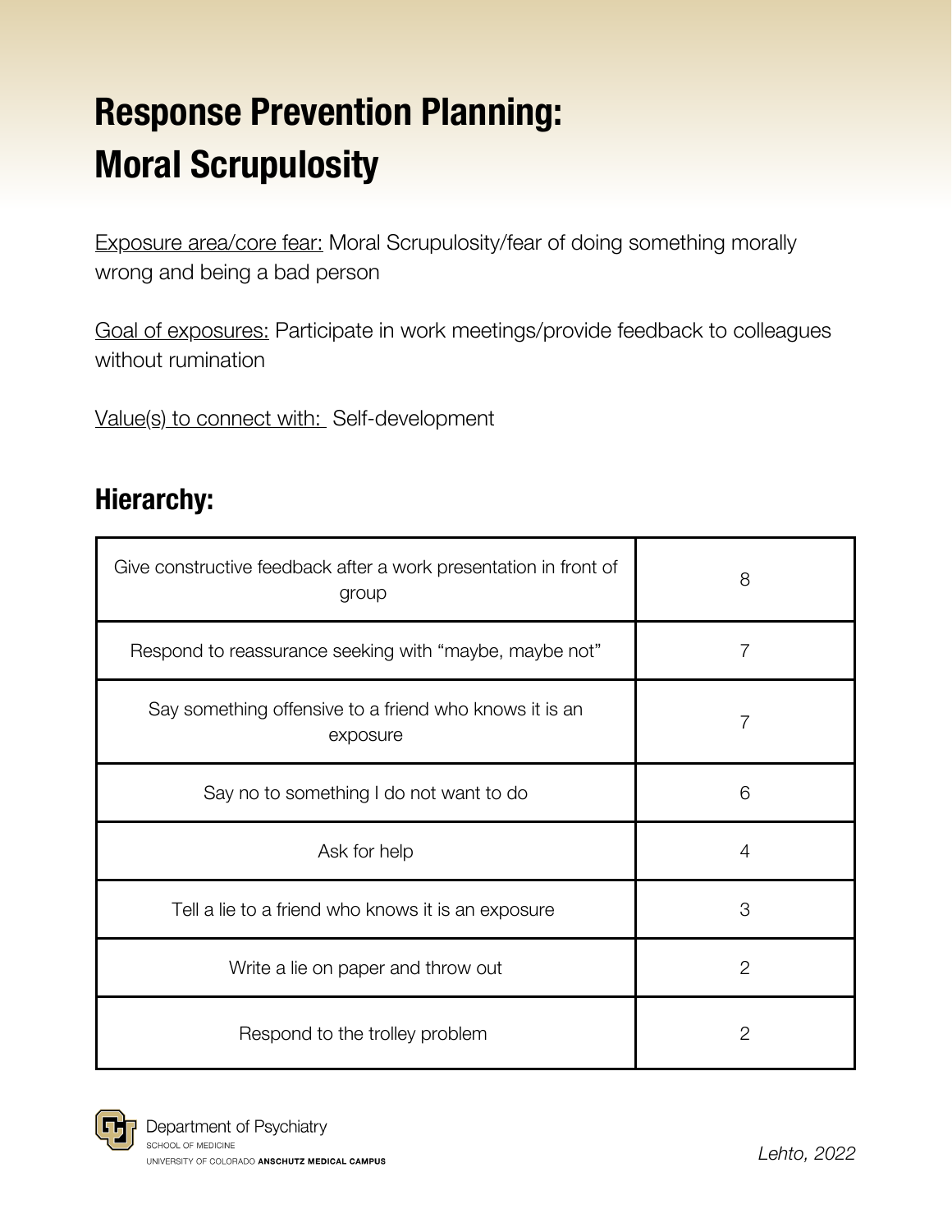# Response Prevention Planning: Moral Scrupulosity

Exposure area/core fear: Moral Scrupulosity/fear of doing something morally wrong and being a bad person

Goal of exposures: Participate in work meetings/provide feedback to colleagues without rumination

Value(s) to connect with: Self-development

## Hierarchy:

| | |
|---|---|
| Give constructive feedback after a work presentation in front of group | 8 |
| Respond to reassurance seeking with "maybe, maybe not" | 7 |
| Say something offensive to a friend who knows it is an exposure | 7 |
| Say no to something I do not want to do | 6 |
| Ask for help | 4 |
| Tell a lie to a friend who knows it is an exposure | 3 |
| Write a lie on paper and throw out | 2 |
| Respond to the trolley problem | 2 |

Department of Psychiatry
SCHOOL OF MEDICINE
UNIVERSITY OF COLORADO **ANSCHUTZ MEDICAL CAMPUS**

*Lehto, 2022*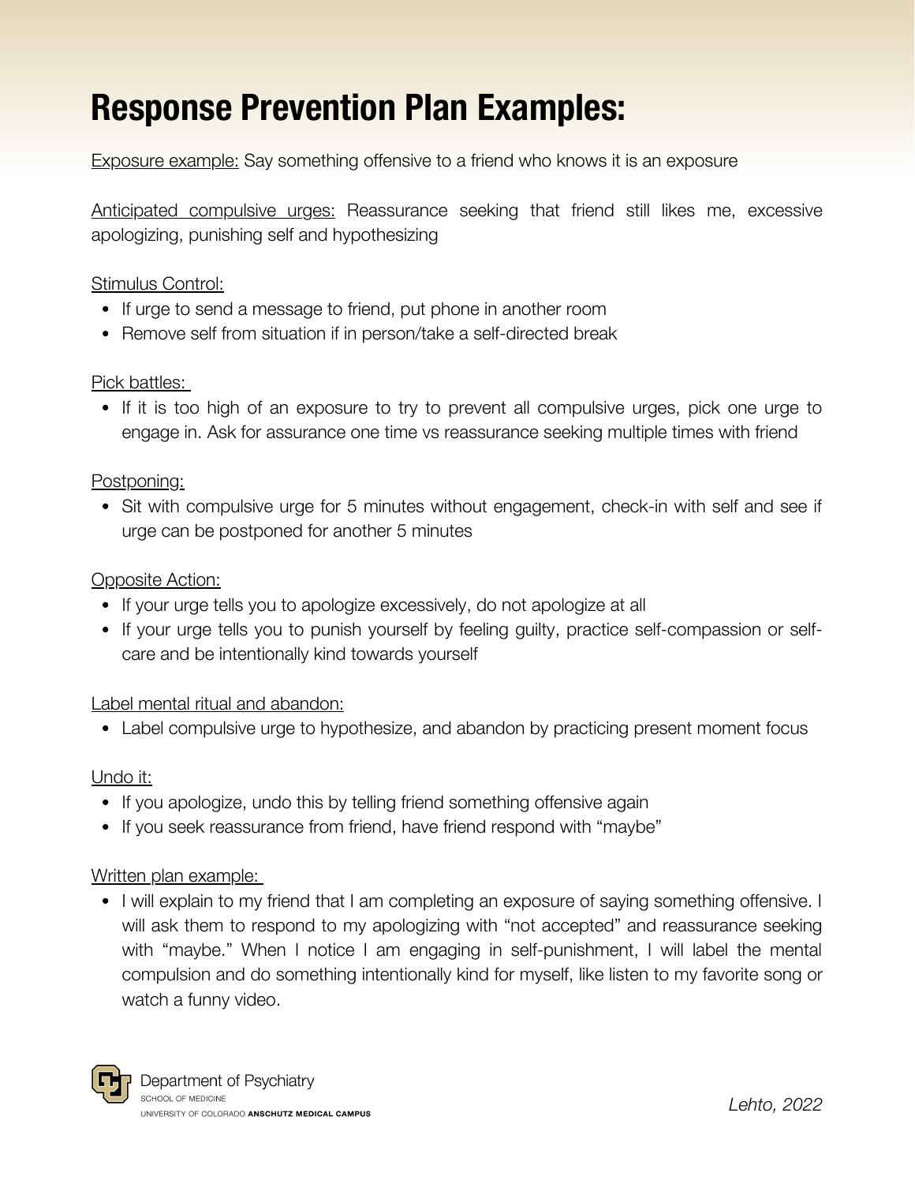# Response Prevention Plan Examples:

Exposure example: Say something offensive to a friend who knows it is an exposure

Anticipated compulsive urges: Reassurance seeking that friend still likes me, excessive apologizing, punishing self and hypothesizing

Stimulus Control:

- If urge to send a message to friend, put phone in another room
- Remove self from situation if in person/take a self-directed break

Pick battles:

- If it is too high of an exposure to try to prevent all compulsive urges, pick one urge to engage in. Ask for assurance one time vs reassurance seeking multiple times with friend

Postponing:

- Sit with compulsive urge for 5 minutes without engagement, check-in with self and see if urge can be postponed for another 5 minutes

Opposite Action:

- If your urge tells you to apologize excessively, do not apologize at all
- If your urge tells you to punish yourself by feeling guilty, practice self-compassion or self-care and be intentionally kind towards yourself

Label mental ritual and abandon:

- Label compulsive urge to hypothesize, and abandon by practicing present moment focus

Undo it:

- If you apologize, undo this by telling friend something offensive again
- If you seek reassurance from friend, have friend respond with "maybe"

Written plan example:

- I will explain to my friend that I am completing an exposure of saying something offensive. I will ask them to respond to my apologizing with "not accepted" and reassurance seeking with "maybe." When I notice I am engaging in self-punishment, I will label the mental compulsion and do something intentionally kind for myself, like listen to my favorite song or watch a funny video.

Department of Psychiatry
SCHOOL OF MEDICINE
UNIVERSITY OF COLORADO **ANSCHUTZ MEDICAL CAMPUS**

*Lehto, 2022*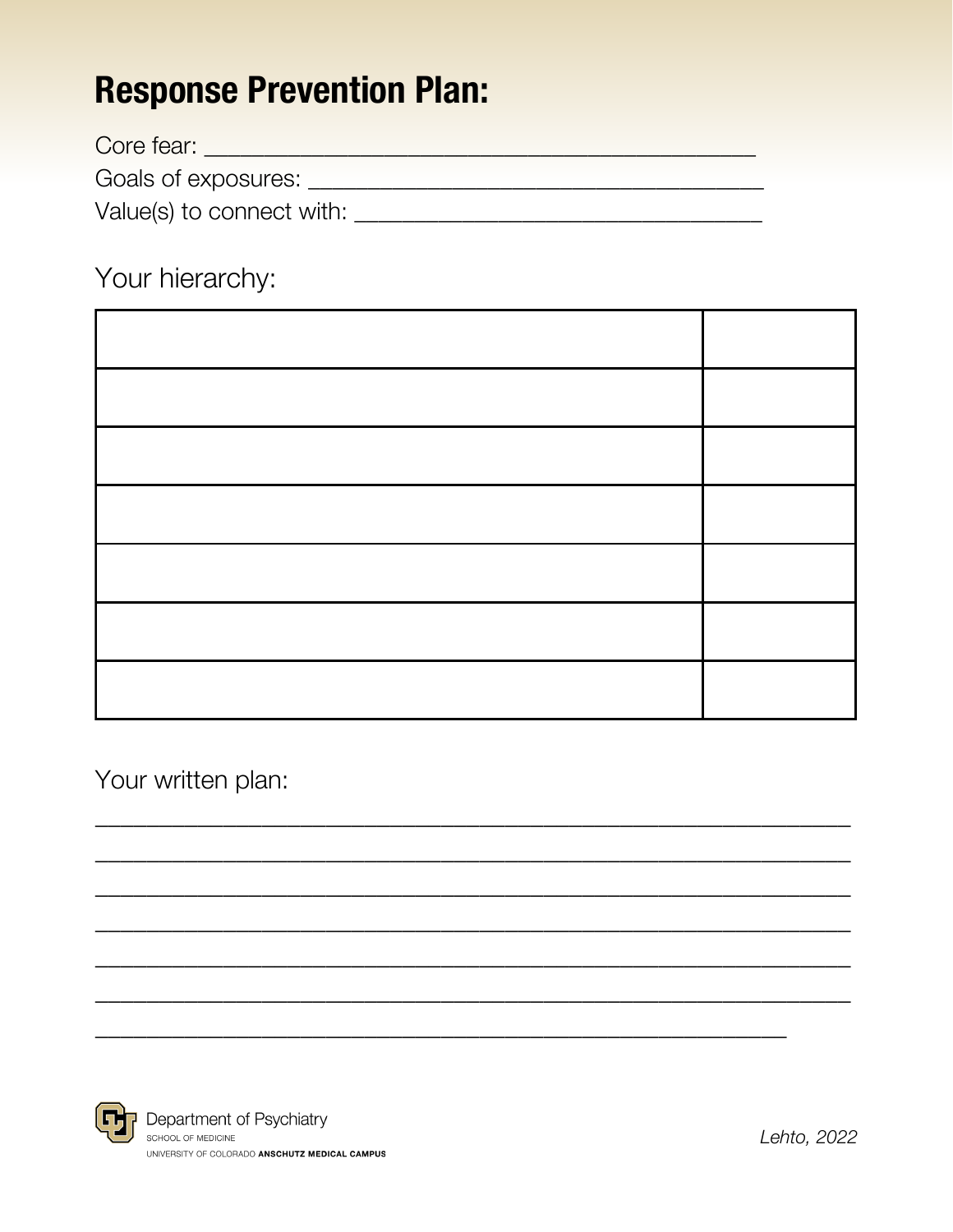# Response Prevention Plan:

Core fear: ___________________________________________

Goals of exposures: ___________________________________

Value(s) to connect with: ________________________________

Your hierarchy:

| | |
|---|---|
| | |
| | |
| | |
| | |
| | |
| | |
| | |

Your written plan:

___________________________________________________________

___________________________________________________________

___________________________________________________________

___________________________________________________________

___________________________________________________________

___________________________________________________________

______________________________________________________

Department of Psychiatry
SCHOOL OF MEDICINE
UNIVERSITY OF COLORADO **ANSCHUTZ MEDICAL CAMPUS**

*Lehto, 2022*